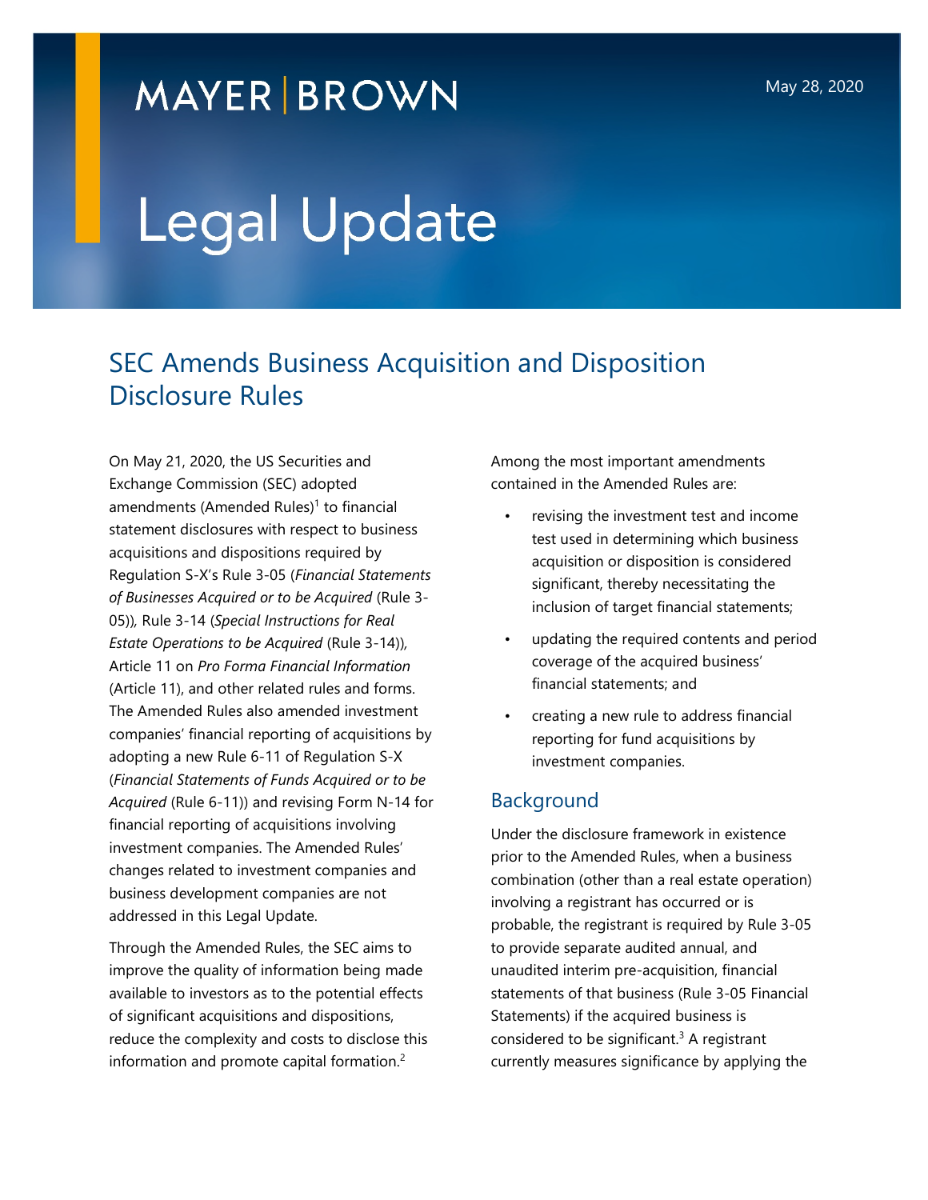MAYER | BROWN

May 28, 2020

# Legal Update

## SEC Amends Business Acquisition and Disposition Disclosure Rules

On May 21, 2020, the US Securities and Exchange Commission (SEC) adopted amendments (Amended Rules)[1] to financial statement disclosures with respect to business acquisitions and dispositions required by Regulation S-X's Rule 3-05 (*Financial Statements of Businesses Acquired or to be Acquired* (Rule 3-05)), Rule 3-14 (*Special Instructions for Real Estate Operations to be Acquired* (Rule 3-14)), Article 11 on *Pro Forma Financial Information* (Article 11), and other related rules and forms. The Amended Rules also amended investment companies' financial reporting of acquisitions by adopting a new Rule 6-11 of Regulation S-X (*Financial Statements of Funds Acquired or to be Acquired* (Rule 6-11)) and revising Form N-14 for financial reporting of acquisitions involving investment companies. The Amended Rules' changes related to investment companies and business development companies are not addressed in this Legal Update.

Through the Amended Rules, the SEC aims to improve the quality of information being made available to investors as to the potential effects of significant acquisitions and dispositions, reduce the complexity and costs to disclose this information and promote capital formation.[2]

Among the most important amendments contained in the Amended Rules are:

- revising the investment test and income test used in determining which business acquisition or disposition is considered significant, thereby necessitating the inclusion of target financial statements;
- updating the required contents and period coverage of the acquired business' financial statements; and
- creating a new rule to address financial reporting for fund acquisitions by investment companies.

### Background

Under the disclosure framework in existence prior to the Amended Rules, when a business combination (other than a real estate operation) involving a registrant has occurred or is probable, the registrant is required by Rule 3-05 to provide separate audited annual, and unaudited interim pre-acquisition, financial statements of that business (Rule 3-05 Financial Statements) if the acquired business is considered to be significant.[3] A registrant currently measures significance by applying the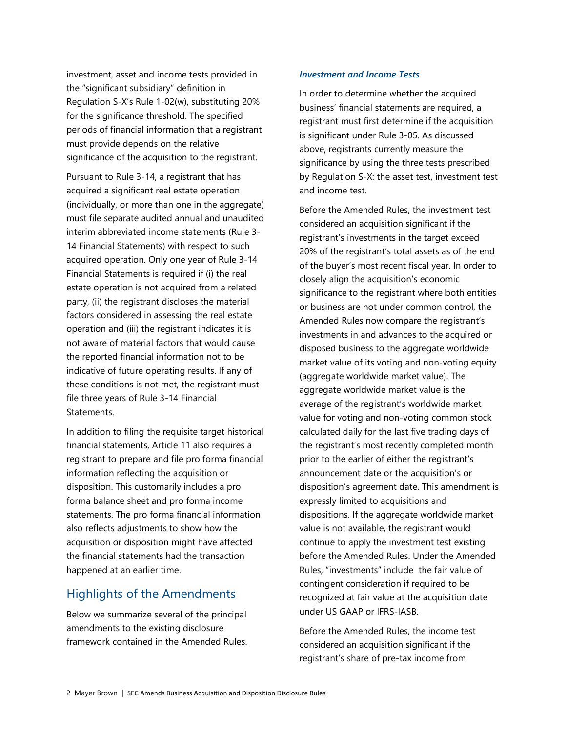investment, asset and income tests provided in the "significant subsidiary" definition in Regulation S-X's Rule 1-02(w), substituting 20% for the significance threshold. The specified periods of financial information that a registrant must provide depends on the relative significance of the acquisition to the registrant.

Pursuant to Rule 3-14, a registrant that has acquired a significant real estate operation (individually, or more than one in the aggregate) must file separate audited annual and unaudited interim abbreviated income statements (Rule 3-14 Financial Statements) with respect to such acquired operation. Only one year of Rule 3-14 Financial Statements is required if (i) the real estate operation is not acquired from a related party, (ii) the registrant discloses the material factors considered in assessing the real estate operation and (iii) the registrant indicates it is not aware of material factors that would cause the reported financial information not to be indicative of future operating results. If any of these conditions is not met, the registrant must file three years of Rule 3-14 Financial Statements.

In addition to filing the requisite target historical financial statements, Article 11 also requires a registrant to prepare and file pro forma financial information reflecting the acquisition or disposition. This customarily includes a pro forma balance sheet and pro forma income statements. The pro forma financial information also reflects adjustments to show how the acquisition or disposition might have affected the financial statements had the transaction happened at an earlier time.

## Highlights of the Amendments

Below we summarize several of the principal amendments to the existing disclosure framework contained in the Amended Rules.

### *Investment and Income Tests*

In order to determine whether the acquired business' financial statements are required, a registrant must first determine if the acquisition is significant under Rule 3-05. As discussed above, registrants currently measure the significance by using the three tests prescribed by Regulation S-X: the asset test, investment test and income test.

Before the Amended Rules, the investment test considered an acquisition significant if the registrant's investments in the target exceed 20% of the registrant's total assets as of the end of the buyer's most recent fiscal year. In order to closely align the acquisition's economic significance to the registrant where both entities or business are not under common control, the Amended Rules now compare the registrant's investments in and advances to the acquired or disposed business to the aggregate worldwide market value of its voting and non-voting equity (aggregate worldwide market value). The aggregate worldwide market value is the average of the registrant's worldwide market value for voting and non-voting common stock calculated daily for the last five trading days of the registrant's most recently completed month prior to the earlier of either the registrant's announcement date or the acquisition's or disposition's agreement date. This amendment is expressly limited to acquisitions and dispositions. If the aggregate worldwide market value is not available, the registrant would continue to apply the investment test existing before the Amended Rules. Under the Amended Rules, "investments" include the fair value of contingent consideration if required to be recognized at fair value at the acquisition date under US GAAP or IFRS-IASB.

Before the Amended Rules, the income test considered an acquisition significant if the registrant's share of pre-tax income from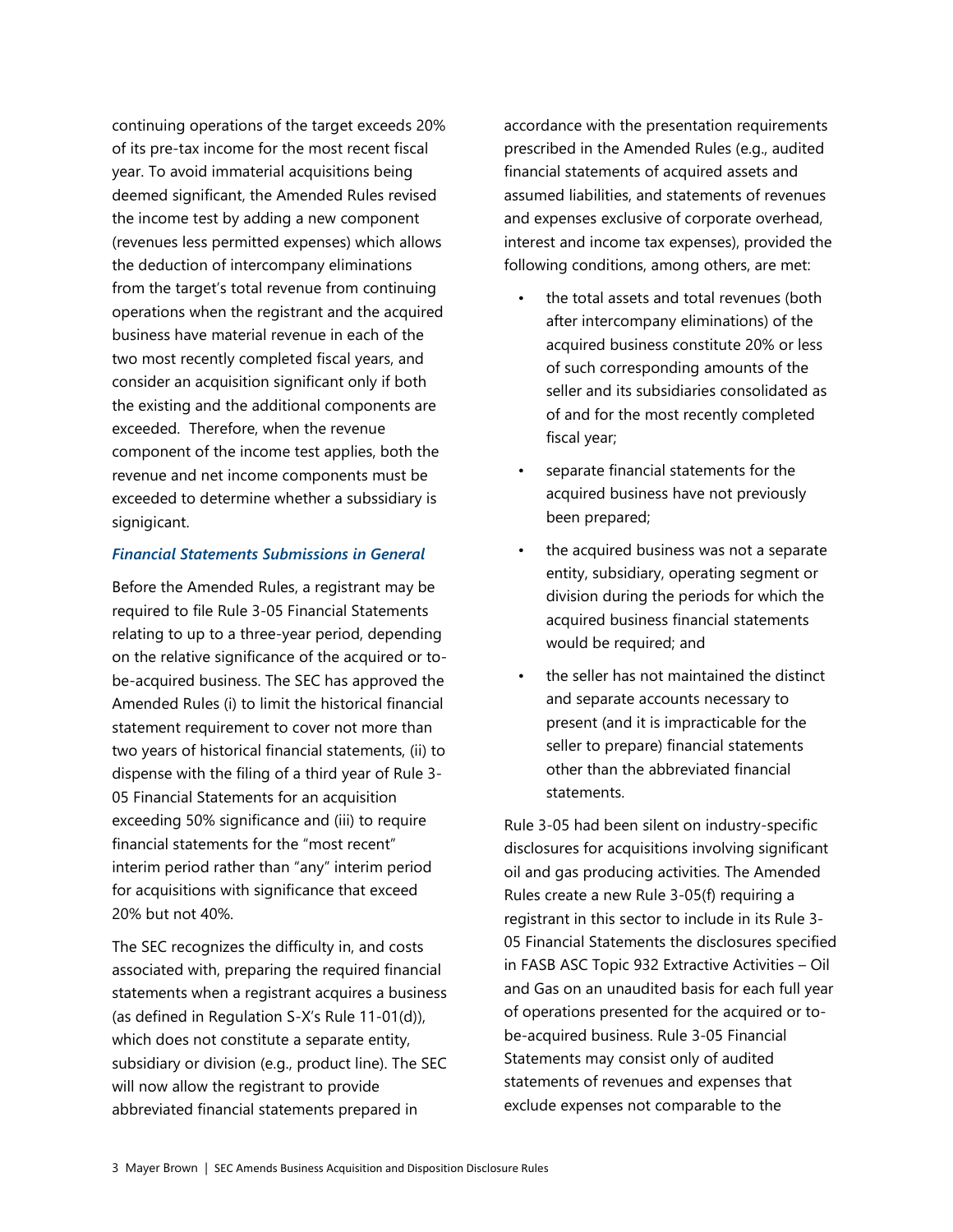continuing operations of the target exceeds 20% of its pre-tax income for the most recent fiscal year. To avoid immaterial acquisitions being deemed significant, the Amended Rules revised the income test by adding a new component (revenues less permitted expenses) which allows the deduction of intercompany eliminations from the target's total revenue from continuing operations when the registrant and the acquired business have material revenue in each of the two most recently completed fiscal years, and consider an acquisition significant only if both the existing and the additional components are exceeded. Therefore, when the revenue component of the income test applies, both the revenue and net income components must be exceeded to determine whether a subssidiary is signigicant.

### *Financial Statements Submissions in General*

Before the Amended Rules, a registrant may be required to file Rule 3-05 Financial Statements relating to up to a three-year period, depending on the relative significance of the acquired or to-be-acquired business. The SEC has approved the Amended Rules (i) to limit the historical financial statement requirement to cover not more than two years of historical financial statements, (ii) to dispense with the filing of a third year of Rule 3-05 Financial Statements for an acquisition exceeding 50% significance and (iii) to require financial statements for the "most recent" interim period rather than "any" interim period for acquisitions with significance that exceed 20% but not 40%.

The SEC recognizes the difficulty in, and costs associated with, preparing the required financial statements when a registrant acquires a business (as defined in Regulation S-X's Rule 11-01(d)), which does not constitute a separate entity, subsidiary or division (e.g., product line). The SEC will now allow the registrant to provide abbreviated financial statements prepared in accordance with the presentation requirements prescribed in the Amended Rules (e.g., audited financial statements of acquired assets and assumed liabilities, and statements of revenues and expenses exclusive of corporate overhead, interest and income tax expenses), provided the following conditions, among others, are met:

- the total assets and total revenues (both after intercompany eliminations) of the acquired business constitute 20% or less of such corresponding amounts of the seller and its subsidiaries consolidated as of and for the most recently completed fiscal year;
- separate financial statements for the acquired business have not previously been prepared;
- the acquired business was not a separate entity, subsidiary, operating segment or division during the periods for which the acquired business financial statements would be required; and
- the seller has not maintained the distinct and separate accounts necessary to present (and it is impracticable for the seller to prepare) financial statements other than the abbreviated financial statements.

Rule 3-05 had been silent on industry-specific disclosures for acquisitions involving significant oil and gas producing activities. The Amended Rules create a new Rule 3-05(f) requiring a registrant in this sector to include in its Rule 3-05 Financial Statements the disclosures specified in FASB ASC Topic 932 Extractive Activities – Oil and Gas on an unaudited basis for each full year of operations presented for the acquired or to-be-acquired business. Rule 3-05 Financial Statements may consist only of audited statements of revenues and expenses that exclude expenses not comparable to the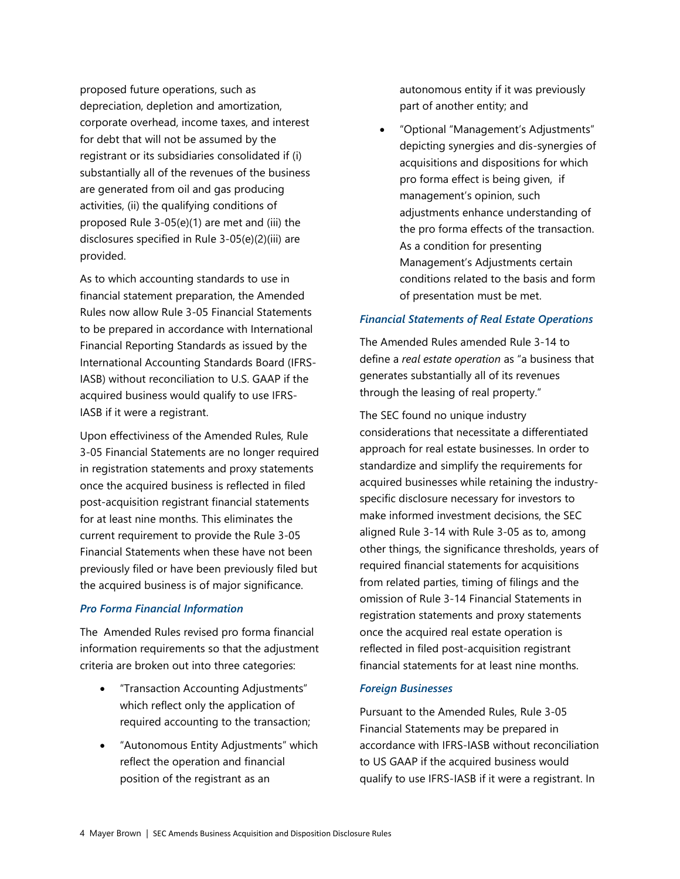proposed future operations, such as depreciation, depletion and amortization, corporate overhead, income taxes, and interest for debt that will not be assumed by the registrant or its subsidiaries consolidated if (i) substantially all of the revenues of the business are generated from oil and gas producing activities, (ii) the qualifying conditions of proposed Rule 3-05(e)(1) are met and (iii) the disclosures specified in Rule 3-05(e)(2)(iii) are provided.

As to which accounting standards to use in financial statement preparation, the Amended Rules now allow Rule 3-05 Financial Statements to be prepared in accordance with International Financial Reporting Standards as issued by the International Accounting Standards Board (IFRS-IASB) without reconciliation to U.S. GAAP if the acquired business would qualify to use IFRS-IASB if it were a registrant.

Upon effectiviness of the Amended Rules, Rule 3-05 Financial Statements are no longer required in registration statements and proxy statements once the acquired business is reflected in filed post-acquisition registrant financial statements for at least nine months. This eliminates the current requirement to provide the Rule 3-05 Financial Statements when these have not been previously filed or have been previously filed but the acquired business is of major significance.

### *Pro Forma Financial Information*

The Amended Rules revised pro forma financial information requirements so that the adjustment criteria are broken out into three categories:

- "Transaction Accounting Adjustments" which reflect only the application of required accounting to the transaction;
- "Autonomous Entity Adjustments" which reflect the operation and financial position of the registrant as an autonomous entity if it was previously part of another entity; and
- "Optional "Management's Adjustments" depicting synergies and dis-synergies of acquisitions and dispositions for which pro forma effect is being given, if management's opinion, such adjustments enhance understanding of the pro forma effects of the transaction. As a condition for presenting Management's Adjustments certain conditions related to the basis and form of presentation must be met.

### *Financial Statements of Real Estate Operations*

The Amended Rules amended Rule 3-14 to define a *real estate operation* as "a business that generates substantially all of its revenues through the leasing of real property."

The SEC found no unique industry considerations that necessitate a differentiated approach for real estate businesses. In order to standardize and simplify the requirements for acquired businesses while retaining the industry-specific disclosure necessary for investors to make informed investment decisions, the SEC aligned Rule 3-14 with Rule 3-05 as to, among other things, the significance thresholds, years of required financial statements for acquisitions from related parties, timing of filings and the omission of Rule 3-14 Financial Statements in registration statements and proxy statements once the acquired real estate operation is reflected in filed post-acquisition registrant financial statements for at least nine months.

### *Foreign Businesses*

Pursuant to the Amended Rules, Rule 3-05 Financial Statements may be prepared in accordance with IFRS-IASB without reconciliation to US GAAP if the acquired business would qualify to use IFRS-IASB if it were a registrant. In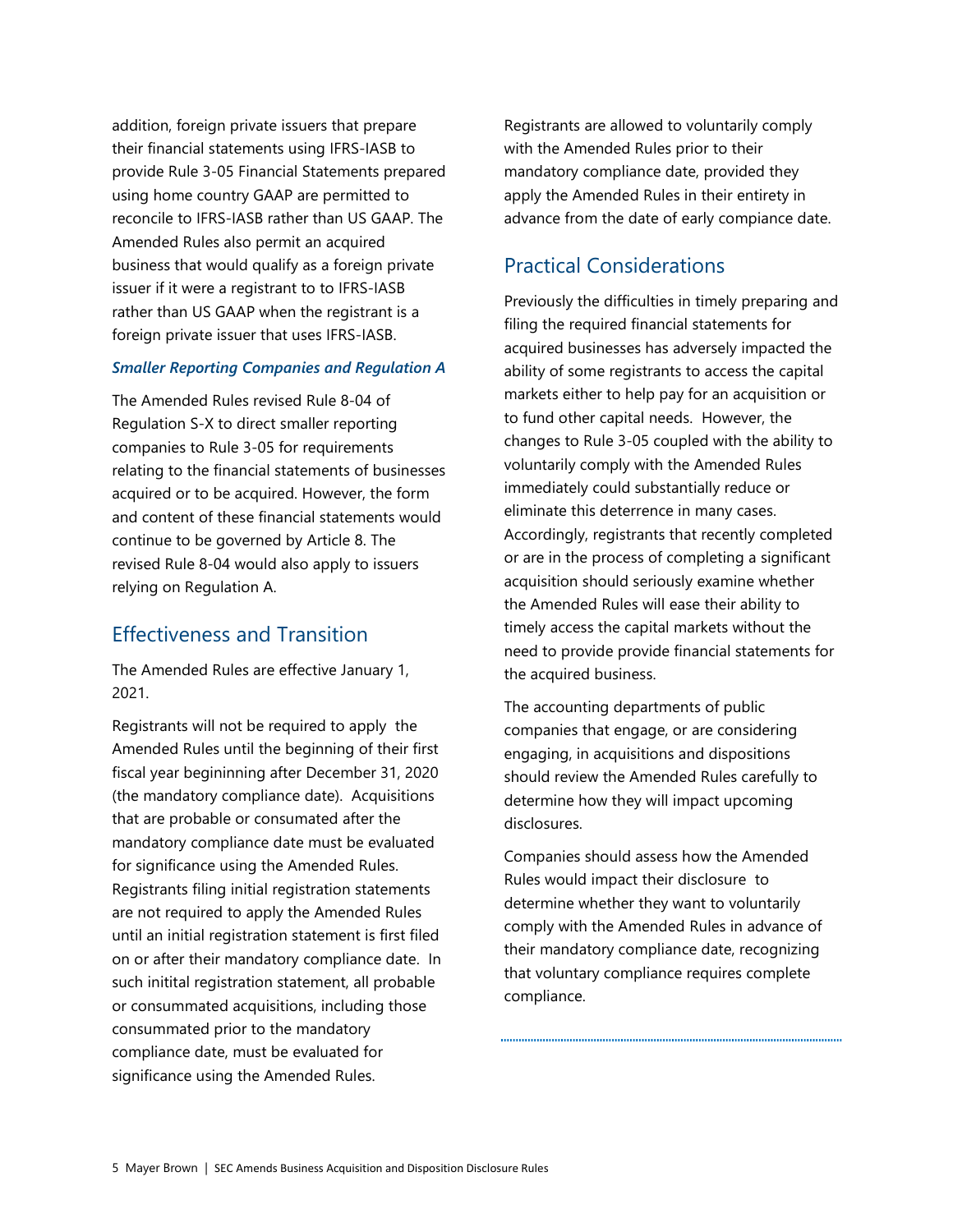addition, foreign private issuers that prepare their financial statements using IFRS-IASB to provide Rule 3-05 Financial Statements prepared using home country GAAP are permitted to reconcile to IFRS-IASB rather than US GAAP. The Amended Rules also permit an acquired business that would qualify as a foreign private issuer if it were a registrant to to IFRS-IASB rather than US GAAP when the registrant is a foreign private issuer that uses IFRS-IASB.

### *Smaller Reporting Companies and Regulation A*

The Amended Rules revised Rule 8-04 of Regulation S-X to direct smaller reporting companies to Rule 3-05 for requirements relating to the financial statements of businesses acquired or to be acquired. However, the form and content of these financial statements would continue to be governed by Article 8. The revised Rule 8-04 would also apply to issuers relying on Regulation A.

## Effectiveness and Transition

The Amended Rules are effective January 1, 2021.

Registrants will not be required to apply the Amended Rules until the beginning of their first fiscal year begininning after December 31, 2020 (the mandatory compliance date). Acquisitions that are probable or consumated after the mandatory compliance date must be evaluated for significance using the Amended Rules. Registrants filing initial registration statements are not required to apply the Amended Rules until an initial registration statement is first filed on or after their mandatory compliance date. In such initital registration statement, all probable or consummated acquisitions, including those consummated prior to the mandatory compliance date, must be evaluated for significance using the Amended Rules.

Registrants are allowed to voluntarily comply with the Amended Rules prior to their mandatory compliance date, provided they apply the Amended Rules in their entirety in advance from the date of early compiance date.

## Practical Considerations

Previously the difficulties in timely preparing and filing the required financial statements for acquired businesses has adversely impacted the ability of some registrants to access the capital markets either to help pay for an acquisition or to fund other capital needs. However, the changes to Rule 3-05 coupled with the ability to voluntarily comply with the Amended Rules immediately could substantially reduce or eliminate this deterrence in many cases. Accordingly, registrants that recently completed or are in the process of completing a significant acquisition should seriously examine whether the Amended Rules will ease their ability to timely access the capital markets without the need to provide provide financial statements for the acquired business.

The accounting departments of public companies that engage, or are considering engaging, in acquisitions and dispositions should review the Amended Rules carefully to determine how they will impact upcoming disclosures.

Companies should assess how the Amended Rules would impact their disclosure to determine whether they want to voluntarily comply with the Amended Rules in advance of their mandatory compliance date, recognizing that voluntary compliance requires complete compliance.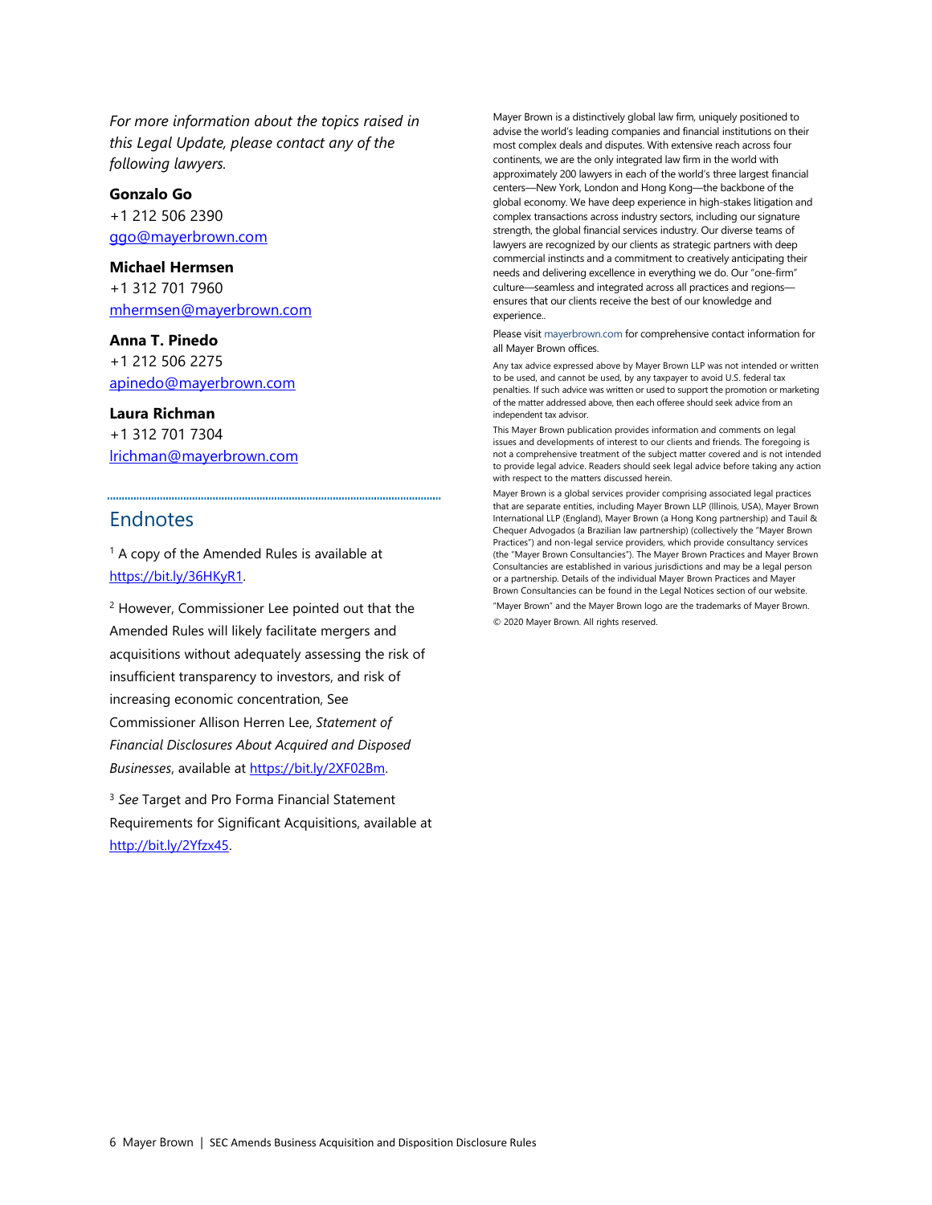*For more information about the topics raised in this Legal Update, please contact any of the following lawyers.*

**Gonzalo Go**
+1 212 506 2390
ggo@mayerbrown.com

**Michael Hermsen**
+1 312 701 7960
mhermsen@mayerbrown.com

**Anna T. Pinedo**
+1 212 506 2275
apinedo@mayerbrown.com

**Laura Richman**
+1 312 701 7304
lrichman@mayerbrown.com

## Endnotes

[1] A copy of the Amended Rules is available at https://bit.ly/36HKyR1.

[2] However, Commissioner Lee pointed out that the Amended Rules will likely facilitate mergers and acquisitions without adequately assessing the risk of insufficient transparency to investors, and risk of increasing economic concentration, See Commissioner Allison Herren Lee, *Statement of Financial Disclosures About Acquired and Disposed Businesses*, available at https://bit.ly/2XF02Bm.

[3] *See* Target and Pro Forma Financial Statement Requirements for Significant Acquisitions, available at http://bit.ly/2Yfzx45.

Mayer Brown is a distinctively global law firm, uniquely positioned to advise the world's leading companies and financial institutions on their most complex deals and disputes. With extensive reach across four continents, we are the only integrated law firm in the world with approximately 200 lawyers in each of the world's three largest financial centers—New York, London and Hong Kong—the backbone of the global economy. We have deep experience in high-stakes litigation and complex transactions across industry sectors, including our signature strength, the global financial services industry. Our diverse teams of lawyers are recognized by our clients as strategic partners with deep commercial instincts and a commitment to creatively anticipating their needs and delivering excellence in everything we do. Our "one-firm" culture—seamless and integrated across all practices and regions—ensures that our clients receive the best of our knowledge and experience..

Please visit mayerbrown.com for comprehensive contact information for all Mayer Brown offices.

Any tax advice expressed above by Mayer Brown LLP was not intended or written to be used, and cannot be used, by any taxpayer to avoid U.S. federal tax penalties. If such advice was written or used to support the promotion or marketing of the matter addressed above, then each offeree should seek advice from an independent tax advisor.

This Mayer Brown publication provides information and comments on legal issues and developments of interest to our clients and friends. The foregoing is not a comprehensive treatment of the subject matter covered and is not intended to provide legal advice. Readers should seek legal advice before taking any action with respect to the matters discussed herein.

Mayer Brown is a global services provider comprising associated legal practices that are separate entities, including Mayer Brown LLP (Illinois, USA), Mayer Brown International LLP (England), Mayer Brown (a Hong Kong partnership) and Tauil & Chequer Advogados (a Brazilian law partnership) (collectively the "Mayer Brown Practices") and non-legal service providers, which provide consultancy services (the "Mayer Brown Consultancies"). The Mayer Brown Practices and Mayer Brown Consultancies are established in various jurisdictions and may be a legal person or a partnership. Details of the individual Mayer Brown Practices and Mayer Brown Consultancies can be found in the Legal Notices section of our website.

"Mayer Brown" and the Mayer Brown logo are the trademarks of Mayer Brown.

© 2020 Mayer Brown. All rights reserved.